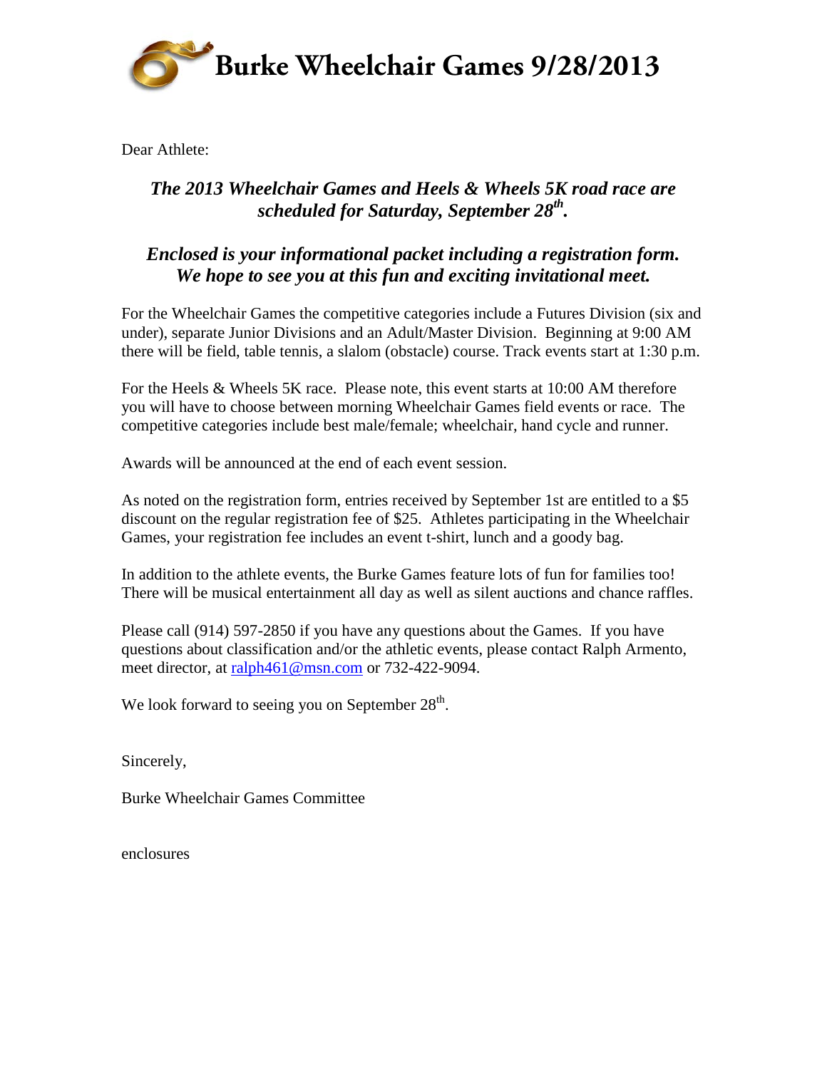# Burke Wheelchair Games 9/28/2013

Dear Athlete:

***The 2013 Wheelchair Games and Heels & Wheels 5K road race are scheduled for Saturday, September 28th.***

***Enclosed is your informational packet including a registration form. We hope to see you at this fun and exciting invitational meet.***

For the Wheelchair Games the competitive categories include a Futures Division (six and under), separate Junior Divisions and an Adult/Master Division. Beginning at 9:00 AM there will be field, table tennis, a slalom (obstacle) course. Track events start at 1:30 p.m.

For the Heels & Wheels 5K race. Please note, this event starts at 10:00 AM therefore you will have to choose between morning Wheelchair Games field events or race. The competitive categories include best male/female; wheelchair, hand cycle and runner.

Awards will be announced at the end of each event session.

As noted on the registration form, entries received by September 1st are entitled to a $5 discount on the regular registration fee of $25. Athletes participating in the Wheelchair Games, your registration fee includes an event t-shirt, lunch and a goody bag.

In addition to the athlete events, the Burke Games feature lots of fun for families too! There will be musical entertainment all day as well as silent auctions and chance raffles.

Please call (914) 597-2850 if you have any questions about the Games. If you have questions about classification and/or the athletic events, please contact Ralph Armento, meet director, at ralph461@msn.com or 732-422-9094.

We look forward to seeing you on September 28th.

Sincerely,

Burke Wheelchair Games Committee

enclosures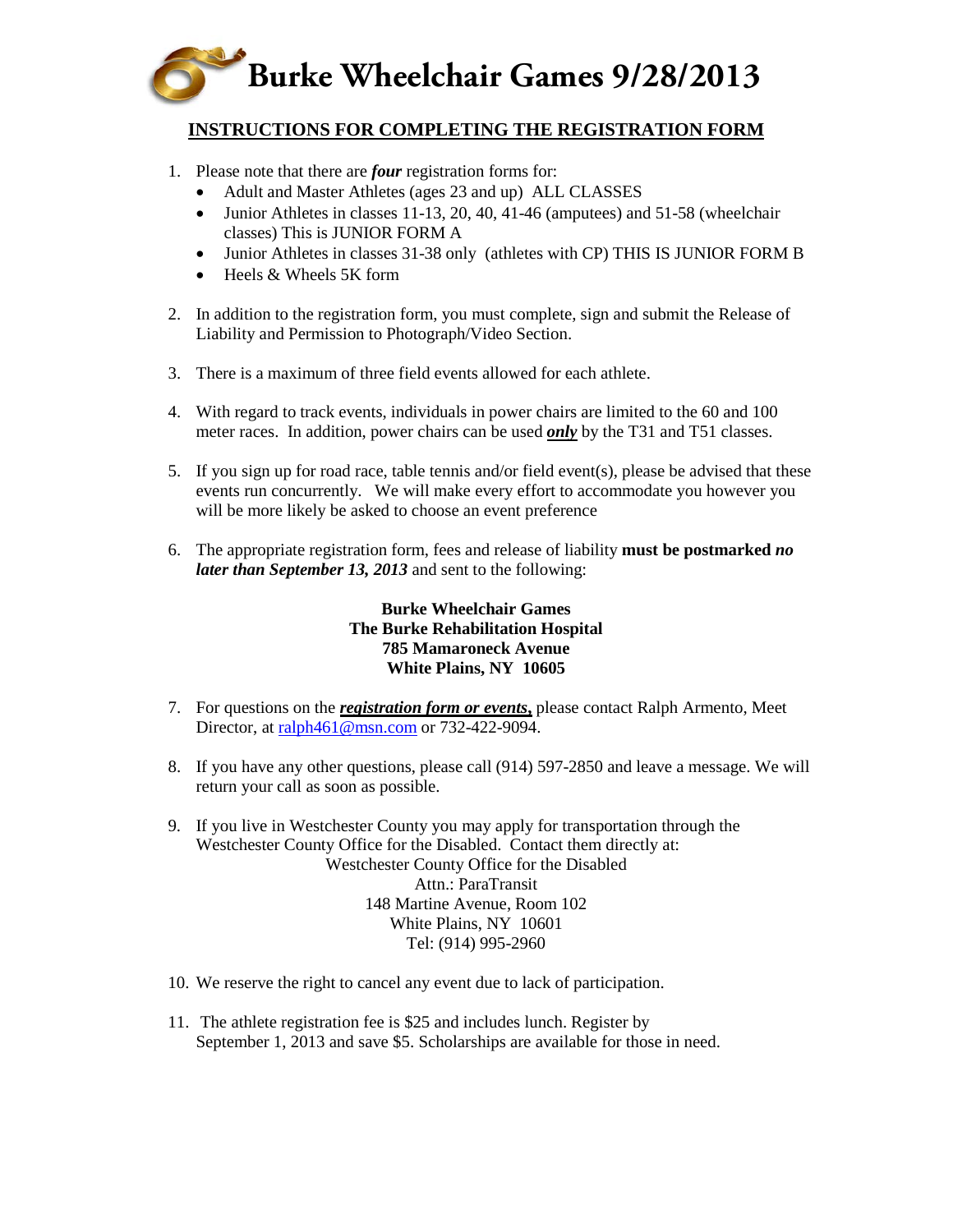# Burke Wheelchair Games 9/28/2013

## INSTRUCTIONS FOR COMPLETING THE REGISTRATION FORM

1. Please note that there are ***four*** registration forms for:
   - Adult and Master Athletes (ages 23 and up) ALL CLASSES
   - Junior Athletes in classes 11-13, 20, 40, 41-46 (amputees) and 51-58 (wheelchair classes) This is JUNIOR FORM A
   - Junior Athletes in classes 31-38 only (athletes with CP) THIS IS JUNIOR FORM B
   - Heels & Wheels 5K form

2. In addition to the registration form, you must complete, sign and submit the Release of Liability and Permission to Photograph/Video Section.

3. There is a maximum of three field events allowed for each athlete.

4. With regard to track events, individuals in power chairs are limited to the 60 and 100 meter races. In addition, power chairs can be used ***only*** by the T31 and T51 classes.

5. If you sign up for road race, table tennis and/or field event(s), please be advised that these events run concurrently. We will make every effort to accommodate you however you will be more likely be asked to choose an event preference

6. The appropriate registration form, fees and release of liability **must be postmarked *no later than September 13, 2013*** and sent to the following:

   **Burke Wheelchair Games**
   **The Burke Rehabilitation Hospital**
   **785 Mamaroneck Avenue**
   **White Plains, NY 10605**

7. For questions on the ***registration form or events,*** please contact Ralph Armento, Meet Director, at ralph461@msn.com or 732-422-9094.

8. If you have any other questions, please call (914) 597-2850 and leave a message. We will return your call as soon as possible.

9. If you live in Westchester County you may apply for transportation through the Westchester County Office for the Disabled. Contact them directly at:

   Westchester County Office for the Disabled
   Attn.: ParaTransit
   148 Martine Avenue, Room 102
   White Plains, NY 10601
   Tel: (914) 995-2960

10. We reserve the right to cancel any event due to lack of participation.

11. The athlete registration fee is $25 and includes lunch. Register by September 1, 2013 and save $5. Scholarships are available for those in need.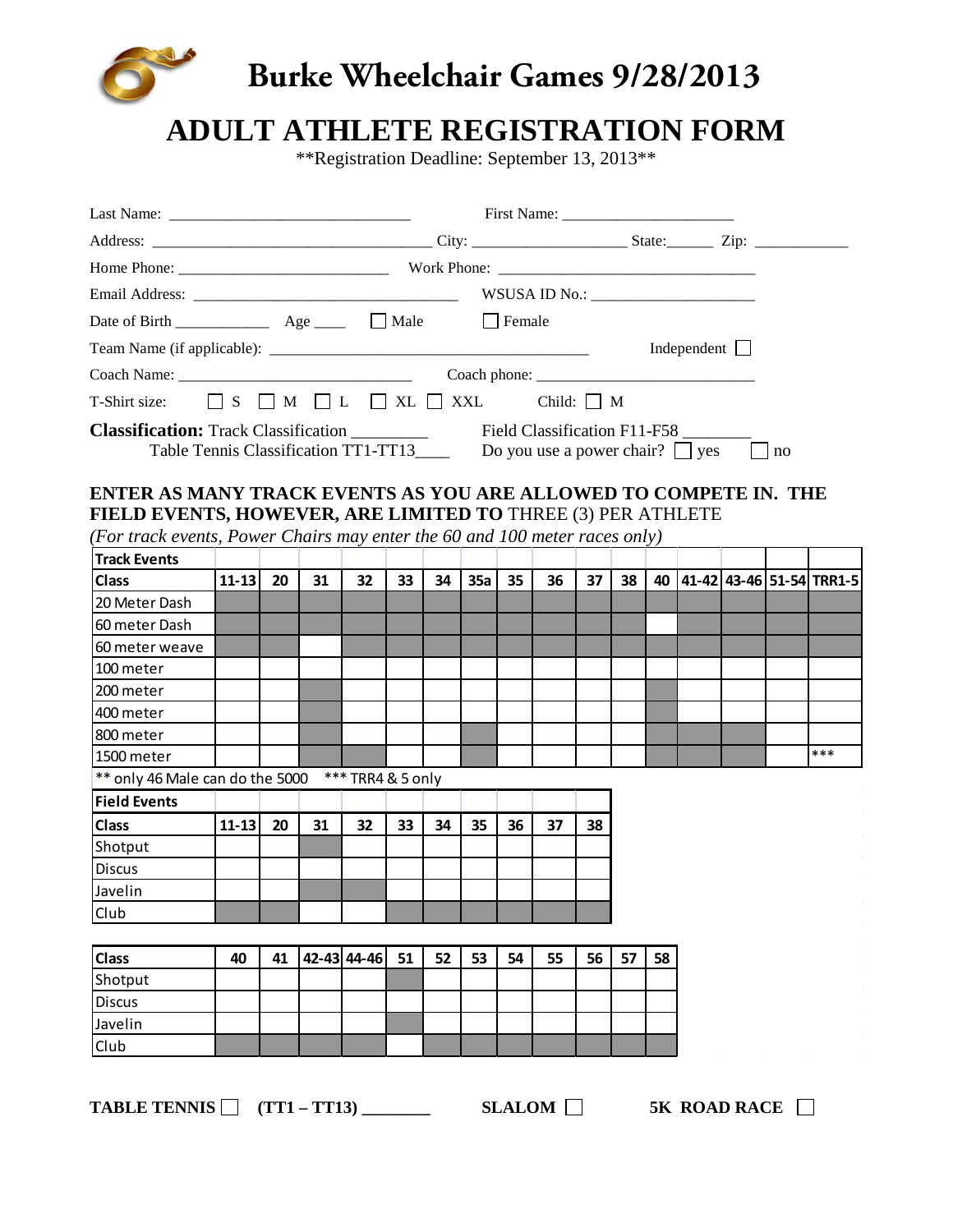# Burke Wheelchair Games 9/28/2013

# ADULT ATHLETE REGISTRATION FORM

**Registration Deadline: September 13, 2013**

Last Name: _____________________________ First Name: ____________________

Address: __________________________________ City: __________________ State:______ Zip: ___________

Home Phone: _________________________ Work Phone: ______________________________

Email Address: ______________________________ WSUSA ID No.: ___________________

Date of Birth ___________ Age ____ ☐ Male ☐ Female

Team Name (if applicable): ______________________________________ Independent ☐

Coach Name: ___________________________ Coach phone: __________________________

T-Shirt size: ☐ S ☐ M ☐ L ☐ XL ☐ XXL Child: ☐ M

**Classification:** Track Classification _________ Field Classification F11-F58 ________

Table Tennis Classification TT1-TT13____ Do you use a power chair? ☐ yes ☐ no

**ENTER AS MANY TRACK EVENTS AS YOU ARE ALLOWED TO COMPETE IN. THE FIELD EVENTS, HOWEVER, ARE LIMITED TO** THREE (3) PER ATHLETE

*(For track events, Power Chairs may enter the 60 and 100 meter races only)*

| Track Events | | | | | | | | | | | | | | | | |
|---|---|---|---|---|---|---|---|---|---|---|---|---|---|---|---|---|
| Class | 11-13 | 20 | 31 | 32 | 33 | 34 | 35a | 35 | 36 | 37 | 38 | 40 | 41-42 | 43-46 | 51-54 | TRR1-5 |
| 20 Meter Dash | | | | | | | | | | | | | | | | |
| 60 meter Dash | | | | | | | | | | | | | | | | |
| 60 meter weave | | | | | | | | | | | | | | | | |
| 100 meter | | | | | | | | | | | | | | | | |
| 200 meter | | | | | | | | | | | | | | | | |
| 400 meter | | | | | | | | | | | | | | | | |
| 800 meter | | | | | | | | | | | | | | | | |
| 1500 meter | | | | | | | | | | | | | | | | *** |

** only 46 Male can do the 5000 *** TRR4 & 5 only

| Field Events | | | | | | | | | | |
|---|---|---|---|---|---|---|---|---|---|---|
| Class | 11-13 | 20 | 31 | 32 | 33 | 34 | 35 | 36 | 37 | 38 |
| Shotput | | | | | | | | | | |
| Discus | | | | | | | | | | |
| Javelin | | | | | | | | | | |
| Club | | | | | | | | | | |

| Class | 40 | 41 | 42-43 | 44-46 | 51 | 52 | 53 | 54 | 55 | 56 | 57 | 58 |
|---|---|---|---|---|---|---|---|---|---|---|---|---|
| Shotput | | | | | | | | | | | | |
| Discus | | | | | | | | | | | | |
| Javelin | | | | | | | | | | | | |
| Club | | | | | | | | | | | | |

**TABLE TENNIS** ☐ **(TT1 – TT13) ________** **SLALOM** ☐ **5K ROAD RACE** ☐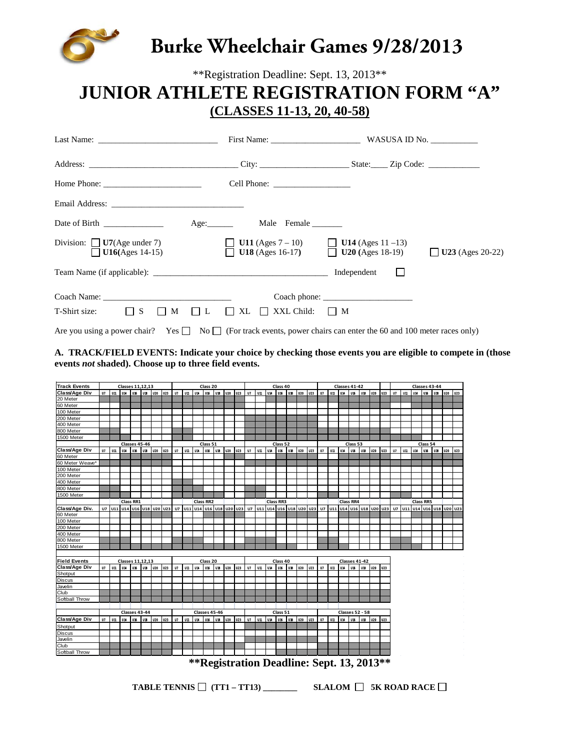# Burke Wheelchair Games 9/28/2013

**Registration Deadline: Sept. 13, 2013**

# JUNIOR ATHLETE REGISTRATION FORM "A"

## (CLASSES 11-13, 20, 40-58)

Last Name: ___________________________ First Name: ____________________ WASUSA ID No. ___________

Address: ___________________________________ City: ____________________ State:____ Zip Code: ____________

Home Phone: ______________________ Cell Phone: _________________

Email Address: ______________________________

Date of Birth _____________ Age:______ Male Female _______

Division: ☐ **U7**(Age under 7) ☐ **U11** (Ages 7 – 10) ☐ **U14** (Ages 11 –13) ☐ **U16**(Ages 14-15) ☐ **U18** (Ages 16-17) ☐ **U20** (Ages 18-19) ☐ **U23** (Ages 20-22)

Team Name (if applicable): _________________________________________ Independent ☐

Coach Name: ______________________________ Coach phone: ____________________

T-Shirt size: ☐ S ☐ M ☐ L ☐ XL ☐ XXL Child: ☐ M

Are you using a power chair? Yes ☐ No ☐ (For track events, power chairs can enter the 60 and 100 meter races only)

**A. TRACK/FIELD EVENTS: Indicate your choice by checking those events you are eligible to compete in (those events *not* shaded). Choose up to three field events.**

| Track Events | Classes 11,12,13 | | | | | | | Class 20 | | | | | | | Class 40 | | | | | | | Classes 41-42 | | | | | | | Classes 43-44 | | | | | | |
|---|---|---|---|---|---|---|---|---|---|---|---|---|---|---|---|---|---|---|---|---|---|---|---|---|---|---|---|---|---|---|---|---|---|---|
| Class/Age Div | U7 | U11 | U14 | U16 | U18 | U20 | U23 | U7 | U11 | U14 | U16 | U18 | U20 | U23 | U7 | U11 | U14 | U16 | U18 | U20 | U23 | U7 | U11 | U14 | U16 | U18 | U20 | U23 | U7 | U11 | U14 | U16 | U18 | U20 | U23 |
| 20 Meter | | | | | | | | | | | | | | | | | | | | | | | | | | | | | | | | | | | |
| 60 Meter | | | | | | | | | | | | | | | | | | | | | | | | | | | | | | | | | | | |
| 100 Meter | | | | | | | | | | | | | | | | | | | | | | | | | | | | | | | | | | | |
| 200 Meter | | | | | | | | | | | | | | | | | | | | | | | | | | | | | | | | | | | |
| 400 Meter | | | | | | | | | | | | | | | | | | | | | | | | | | | | | | | | | | | |
| 800 Meter | | | | | | | | | | | | | | | | | | | | | | | | | | | | | | | | | | | |
| 1500 Meter | | | | | | | | | | | | | | | | | | | | | | | | | | | | | | | | | | | |

| Track Events | Classes 45-46 | | | | | | | Class 51 | | | | | | | Class 52 | | | | | | | Class 53 | | | | | | | Class 54 | | | | | | |
|---|---|---|---|---|---|---|---|---|---|---|---|---|---|---|---|---|---|---|---|---|---|---|---|---|---|---|---|---|---|---|---|---|---|---|
| Class/Age Div | U7 | U11 | U14 | U16 | U18 | U20 | U23 | U7 | U11 | U14 | U16 | U18 | U20 | U23 | U7 | U11 | U14 | U16 | U18 | U20 | U23 | U7 | U11 | U14 | U16 | U18 | U20 | U23 | U7 | U11 | U14 | U16 | U18 | U20 | U23 |
| 60 Meter | | | | | | | | | | | | | | | | | | | | | | | | | | | | | | | | | | | |
| 60 Meter Weave* | | | | | | | | | | | | | | | | | | | | | | | | | | | | | | | | | | | |
| 100 Meter | | | | | | | | | | | | | | | | | | | | | | | | | | | | | | | | | | | |
| 200 Meter | | | | | | | | | | | | | | | | | | | | | | | | | | | | | | | | | | | |
| 400 Meter | | | | | | | | | | | | | | | | | | | | | | | | | | | | | | | | | | | |
| 800 Meter | | | | | | | | | | | | | | | | | | | | | | | | | | | | | | | | | | | |
| 1500 Meter | | | | | | | | | | | | | | | | | | | | | | | | | | | | | | | | | | | |

| Track Events | Class RR1 | | | | | | | Class RR2 | | | | | | | Class RR3 | | | | | | | Class RR4 | | | | | | | Class RR5 | | | | | | |
|---|---|---|---|---|---|---|---|---|---|---|---|---|---|---|---|---|---|---|---|---|---|---|---|---|---|---|---|---|---|---|---|---|---|---|
| Class/Age Div. | U7 | U11 | U14 | U16 | U18 | U20 | U23 | U7 | U11 | U14 | U16 | U18 | U20 | U23 | U7 | U11 | U14 | U16 | U18 | U20 | U23 | U7 | U11 | U14 | U16 | U18 | U20 | U23 | U7 | U11 | U14 | U16 | U18 | U20 | U23 |
| 60 Meter | | | | | | | | | | | | | | | | | | | | | | | | | | | | | | | | | | | |
| 100 Meter | | | | | | | | | | | | | | | | | | | | | | | | | | | | | | | | | | | |
| 200 Meter | | | | | | | | | | | | | | | | | | | | | | | | | | | | | | | | | | | |
| 400 Meter | | | | | | | | | | | | | | | | | | | | | | | | | | | | | | | | | | | |
| 800 Meter | | | | | | | | | | | | | | | | | | | | | | | | | | | | | | | | | | | |
| 1500 Meter | | | | | | | | | | | | | | | | | | | | | | | | | | | | | | | | | | | |

| Field Events | Classes 11,12,13 | | | | | | | Class 20 | | | | | | | Class 40 | | | | | | | Classes 41-42 | | | | | | |
|---|---|---|---|---|---|---|---|---|---|---|---|---|---|---|---|---|---|---|---|---|---|---|---|---|---|---|---|---|
| Class/Age Div | U7 | U11 | U14 | U16 | U18 | U20 | U23 | U7 | U11 | U14 | U16 | U18 | U20 | U23 | U7 | U11 | U14 | U16 | U18 | U20 | U23 | U7 | U11 | U14 | U16 | U18 | U20 | U23 |
| Shotput | | | | | | | | | | | | | | | | | | | | | | | | | | | | |
| Discus | | | | | | | | | | | | | | | | | | | | | | | | | | | | |
| Javelin | | | | | | | | | | | | | | | | | | | | | | | | | | | | |
| Club | | | | | | | | | | | | | | | | | | | | | | | | | | | | |
| Softball Throw | | | | | | | | | | | | | | | | | | | | | | | | | | | | |

| Field Events | Classes 43-44 | | | | | | | Classes 45-46 | | | | | | | Class 51 | | | | | | | Classes 52 - 58 | | | | | | |
|---|---|---|---|---|---|---|---|---|---|---|---|---|---|---|---|---|---|---|---|---|---|---|---|---|---|---|---|---|
| Class/Age Div | U7 | U11 | U14 | U16 | U18 | U20 | U23 | U7 | U11 | U14 | U16 | U18 | U20 | U23 | U7 | U11 | U14 | U16 | U18 | U20 | U23 | U7 | U11 | U14 | U16 | U18 | U20 | U23 |
| Shotput | | | | | | | | | | | | | | | | | | | | | | | | | | | | |
| Discus | | | | | | | | | | | | | | | | | | | | | | | | | | | | |
| Javelin | | | | | | | | | | | | | | | | | | | | | | | | | | | | |
| Club | | | | | | | | | | | | | | | | | | | | | | | | | | | | |
| Softball Throw | | | | | | | | | | | | | | | | | | | | | | | | | | | | |

**\*\*Registration Deadline: Sept. 13, 2013\*\***

**TABLE TENNIS** ☐ **(TT1 – TT13) _______** **SLALOM** ☐ **5K ROAD RACE** ☐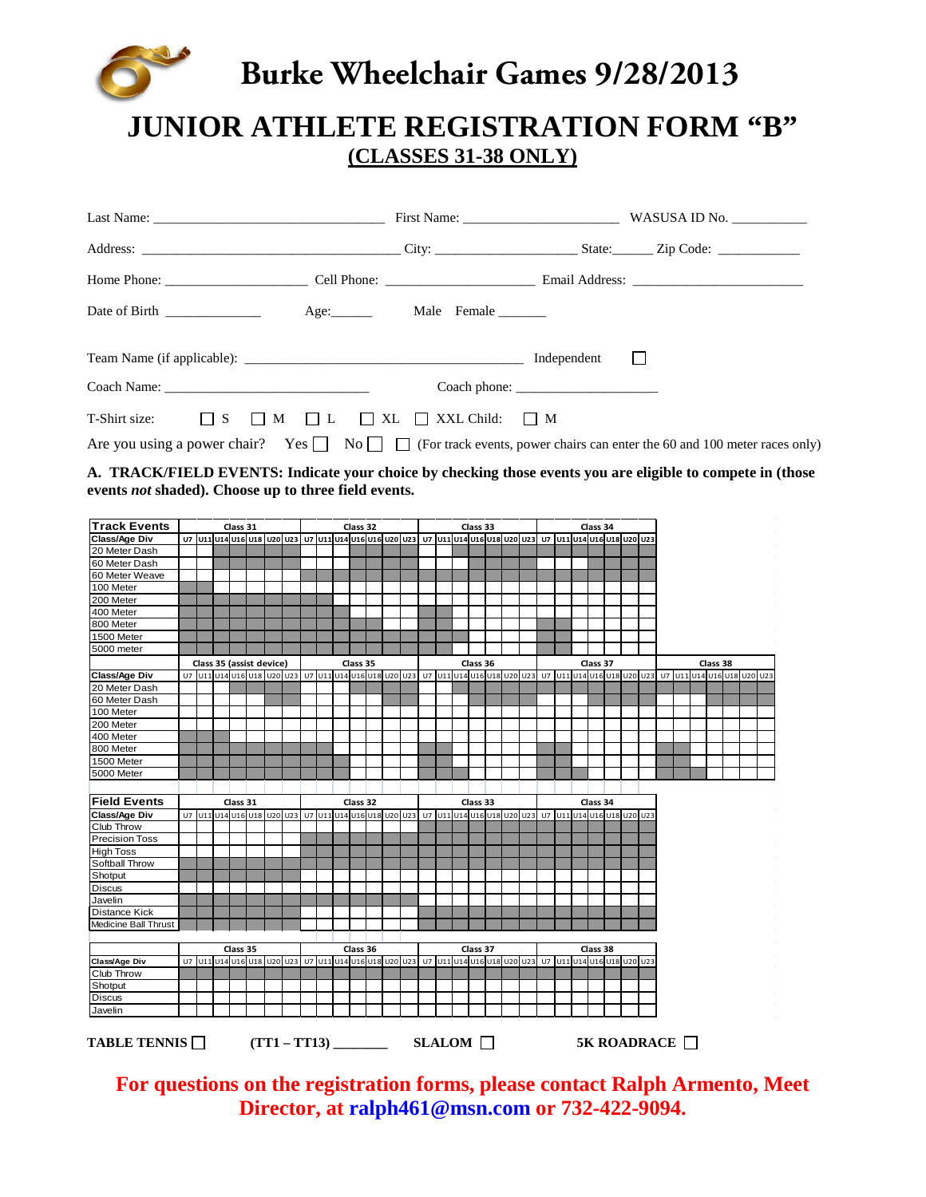# Burke Wheelchair Games 9/28/2013

# JUNIOR ATHLETE REGISTRATION FORM "B"

## (CLASSES 31-38 ONLY)

Last Name: ________________________________ First Name: ______________________ WASUSA ID No. __________

Address: ____________________________________ City: ____________________ State:______ Zip Code: ___________

Home Phone: ____________________ Cell Phone: _____________________ Email Address: ________________________

Date of Birth ______________ Age:______ Male Female _______

Team Name (if applicable): _______________________________________ Independent ☐

Coach Name: ______________________________ Coach phone: ____________________

T-Shirt size: ☐ S ☐ M ☐ L ☐ XL ☐ XXL Child: ☐ M

Are you using a power chair? Yes ☐ No ☐ ☐ (For track events, power chairs can enter the 60 and 100 meter races only)

**A. TRACK/FIELD EVENTS: Indicate your choice by checking those events you are eligible to compete in (those events *not* shaded). Choose up to three field events.**

| Track Events | Class 31 | | | | | | | Class 32 | | | | | | | Class 33 | | | | | | | Class 34 | | | | | | |
|---|---|---|---|---|---|---|---|---|---|---|---|---|---|---|---|---|---|---|---|---|---|---|---|---|---|---|---|---|
| Class/Age Div | U7 | U11 | U14 | U16 | U18 | U20 | U23 | U7 | U11 | U14 | U16 | U18 | U20 | U23 | U7 | U11 | U14 | U16 | U18 | U20 | U23 | U7 | U11 | U14 | U16 | U18 | U20 | U23 |
| 20 Meter Dash | | | | | | | | | | | | | | | | | | | | | | | | | | | | |
| 60 Meter Dash | | | | | | | | | | | | | | | | | | | | | | | | | | | | |
| 60 Meter Weave | | | | | | | | | | | | | | | | | | | | | | | | | | | | |
| 100 Meter | | | | | | | | | | | | | | | | | | | | | | | | | | | | |
| 200 Meter | | | | | | | | | | | | | | | | | | | | | | | | | | | | |
| 400 Meter | | | | | | | | | | | | | | | | | | | | | | | | | | | | |
| 800 Meter | | | | | | | | | | | | | | | | | | | | | | | | | | | | |
| 1500 Meter | | | | | | | | | | | | | | | | | | | | | | | | | | | | |
| 5000 meter | | | | | | | | | | | | | | | | | | | | | | | | | | | | |

| | Class 35 (assist device) | | | | | | | Class 35 | | | | | | | Class 36 | | | | | | | Class 37 | | | | | | | Class 38 | | | | | | |
|---|---|---|---|---|---|---|---|---|---|---|---|---|---|---|---|---|---|---|---|---|---|---|---|---|---|---|---|---|---|---|---|---|---|---|---|
| Class/Age Div | U7 | U11 | U14 | U16 | U18 | U20 | U23 | U7 | U11 | U14 | U16 | U18 | U20 | U23 | U7 | U11 | U14 | U16 | U18 | U20 | U23 | U7 | U11 | U14 | U16 | U18 | U20 | U23 | U7 | U11 | U14 | U16 | U18 | U20 | U23 |
| 20 Meter Dash | | | | | | | | | | | | | | | | | | | | | | | | | | | | | | | | | | | |
| 60 Meter Dash | | | | | | | | | | | | | | | | | | | | | | | | | | | | | | | | | | | |
| 100 Meter | | | | | | | | | | | | | | | | | | | | | | | | | | | | | | | | | | | |
| 200 Meter | | | | | | | | | | | | | | | | | | | | | | | | | | | | | | | | | | | |
| 400 Meter | | | | | | | | | | | | | | | | | | | | | | | | | | | | | | | | | | | |
| 800 Meter | | | | | | | | | | | | | | | | | | | | | | | | | | | | | | | | | | | |
| 1500 Meter | | | | | | | | | | | | | | | | | | | | | | | | | | | | | | | | | | | |
| 5000 Meter | | | | | | | | | | | | | | | | | | | | | | | | | | | | | | | | | | | |

| Field Events | Class 31 | | | | | | | Class 32 | | | | | | | Class 33 | | | | | | | Class 34 | | | | | | |
|---|---|---|---|---|---|---|---|---|---|---|---|---|---|---|---|---|---|---|---|---|---|---|---|---|---|---|---|---|
| Class/Age Div | U7 | U11 | U14 | U16 | U18 | U20 | U23 | U7 | U11 | U14 | U16 | U18 | U20 | U23 | U7 | U11 | U14 | U16 | U18 | U20 | U23 | U7 | U11 | U14 | U16 | U18 | U20 | U23 |
| Club Throw | | | | | | | | | | | | | | | | | | | | | | | | | | | | |
| Precision Toss | | | | | | | | | | | | | | | | | | | | | | | | | | | | |
| High Toss | | | | | | | | | | | | | | | | | | | | | | | | | | | | |
| Softball Throw | | | | | | | | | | | | | | | | | | | | | | | | | | | | |
| Shotput | | | | | | | | | | | | | | | | | | | | | | | | | | | | |
| Discus | | | | | | | | | | | | | | | | | | | | | | | | | | | | |
| Javelin | | | | | | | | | | | | | | | | | | | | | | | | | | | | |
| Distance Kick | | | | | | | | | | | | | | | | | | | | | | | | | | | | |
| Medicine Ball Thrust | | | | | | | | | | | | | | | | | | | | | | | | | | | | |

| | Class 35 | | | | | | | Class 36 | | | | | | | Class 37 | | | | | | | Class 38 | | | | | | |
|---|---|---|---|---|---|---|---|---|---|---|---|---|---|---|---|---|---|---|---|---|---|---|---|---|---|---|---|---|
| Class/Age Div | U7 | U11 | U14 | U16 | U18 | U20 | U23 | U7 | U11 | U14 | U16 | U18 | U20 | U23 | U7 | U11 | U14 | U16 | U18 | U20 | U23 | U7 | U11 | U14 | U16 | U18 | U20 | U23 |
| Club Throw | | | | | | | | | | | | | | | | | | | | | | | | | | | | |
| Shotput | | | | | | | | | | | | | | | | | | | | | | | | | | | | |
| Discus | | | | | | | | | | | | | | | | | | | | | | | | | | | | |
| Javelin | | | | | | | | | | | | | | | | | | | | | | | | | | | | |

**TABLE TENNIS** ☐ **(TT1 – TT13)** _______ **SLALOM** ☐ **5K ROADRACE** ☐

**For questions on the registration forms, please contact Ralph Armento, Meet Director, at ralph461@msn.com or 732-422-9094.**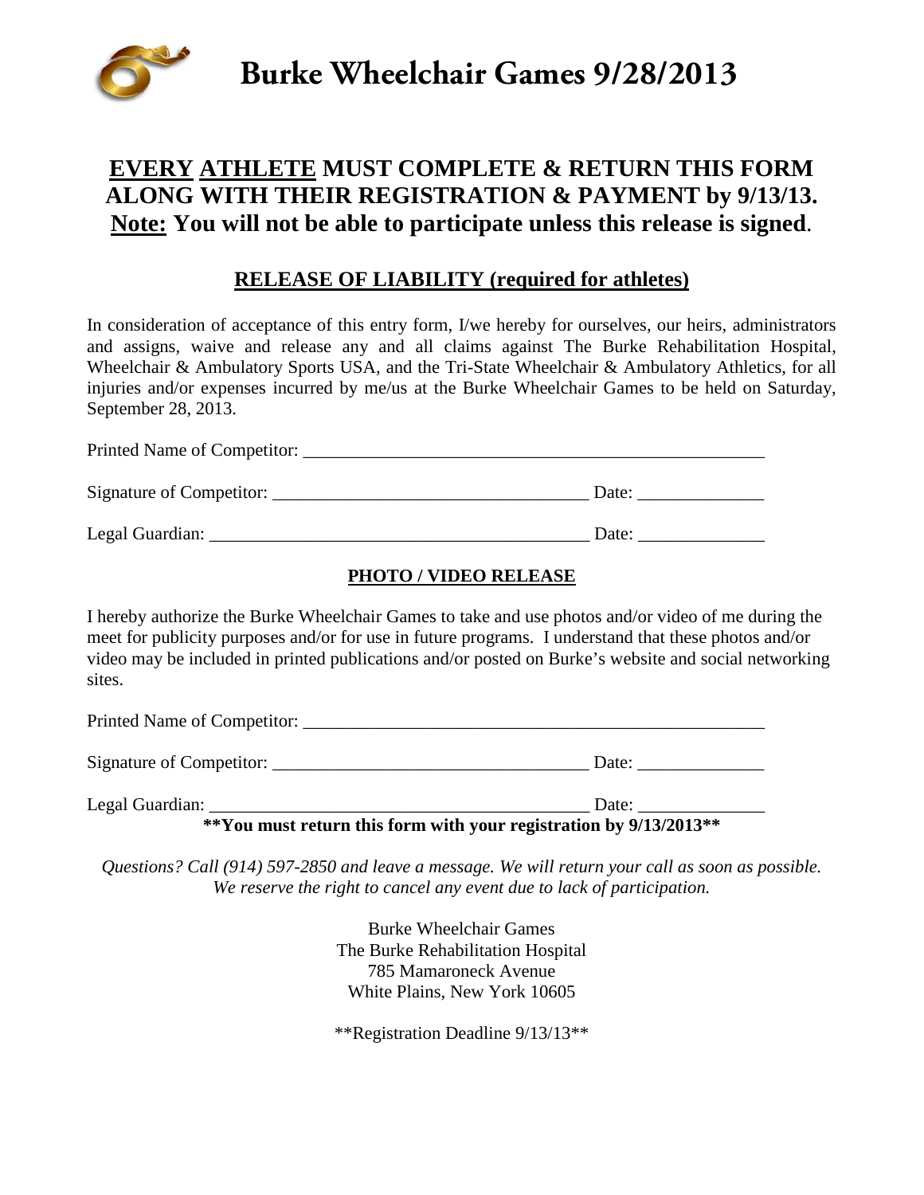# Burke Wheelchair Games 9/28/2013

## **EVERY ATHLETE MUST COMPLETE & RETURN THIS FORM ALONG WITH THEIR REGISTRATION & PAYMENT by 9/13/13.**
## **Note: You will not be able to participate unless this release is signed.**

### RELEASE OF LIABILITY (required for athletes)

In consideration of acceptance of this entry form, I/we hereby for ourselves, our heirs, administrators and assigns, waive and release any and all claims against The Burke Rehabilitation Hospital, Wheelchair & Ambulatory Sports USA, and the Tri-State Wheelchair & Ambulatory Athletics, for all injuries and/or expenses incurred by me/us at the Burke Wheelchair Games to be held on Saturday, September 28, 2013.

Printed Name of Competitor: ____________________________________________________

Signature of Competitor: ___________________________________ Date: ______________

Legal Guardian: __________________________________________ Date: ______________

### PHOTO / VIDEO RELEASE

I hereby authorize the Burke Wheelchair Games to take and use photos and/or video of me during the meet for publicity purposes and/or for use in future programs. I understand that these photos and/or video may be included in printed publications and/or posted on Burke's website and social networking sites.

Printed Name of Competitor: ____________________________________________________

Signature of Competitor: ___________________________________ Date: ______________

Legal Guardian: __________________________________________ Date: ______________

**\*\*You must return this form with your registration by 9/13/2013\*\***

*Questions? Call (914) 597-2850 and leave a message. We will return your call as soon as possible.*
*We reserve the right to cancel any event due to lack of participation.*

Burke Wheelchair Games
The Burke Rehabilitation Hospital
785 Mamaroneck Avenue
White Plains, New York 10605

\*\*Registration Deadline 9/13/13\*\*